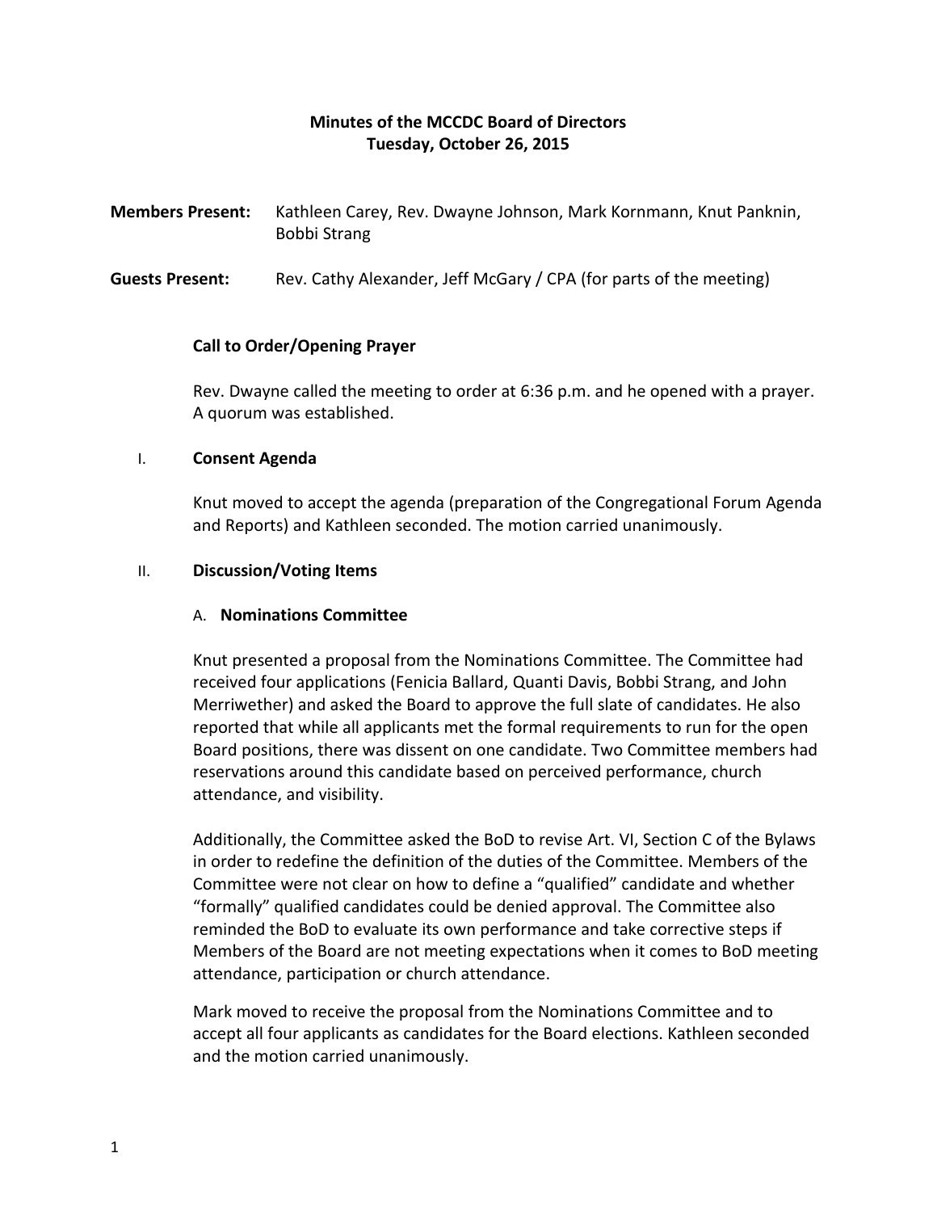# Minutes of the MCCDC Board of Directors
## Tuesday, October 26, 2015

**Members Present:** Kathleen Carey, Rev. Dwayne Johnson, Mark Kornmann, Knut Panknin, Bobbi Strang

**Guests Present:** Rev. Cathy Alexander, Jeff McGary / CPA (for parts of the meeting)

### Call to Order/Opening Prayer

Rev. Dwayne called the meeting to order at 6:36 p.m. and he opened with a prayer. A quorum was established.

### I. Consent Agenda

Knut moved to accept the agenda (preparation of the Congregational Forum Agenda and Reports) and Kathleen seconded. The motion carried unanimously.

### II. Discussion/Voting Items

#### A. Nominations Committee

Knut presented a proposal from the Nominations Committee. The Committee had received four applications (Fenicia Ballard, Quanti Davis, Bobbi Strang, and John Merriwether) and asked the Board to approve the full slate of candidates. He also reported that while all applicants met the formal requirements to run for the open Board positions, there was dissent on one candidate. Two Committee members had reservations around this candidate based on perceived performance, church attendance, and visibility.

Additionally, the Committee asked the BoD to revise Art. VI, Section C of the Bylaws in order to redefine the definition of the duties of the Committee. Members of the Committee were not clear on how to define a "qualified" candidate and whether "formally" qualified candidates could be denied approval. The Committee also reminded the BoD to evaluate its own performance and take corrective steps if Members of the Board are not meeting expectations when it comes to BoD meeting attendance, participation or church attendance.

Mark moved to receive the proposal from the Nominations Committee and to accept all four applicants as candidates for the Board elections. Kathleen seconded and the motion carried unanimously.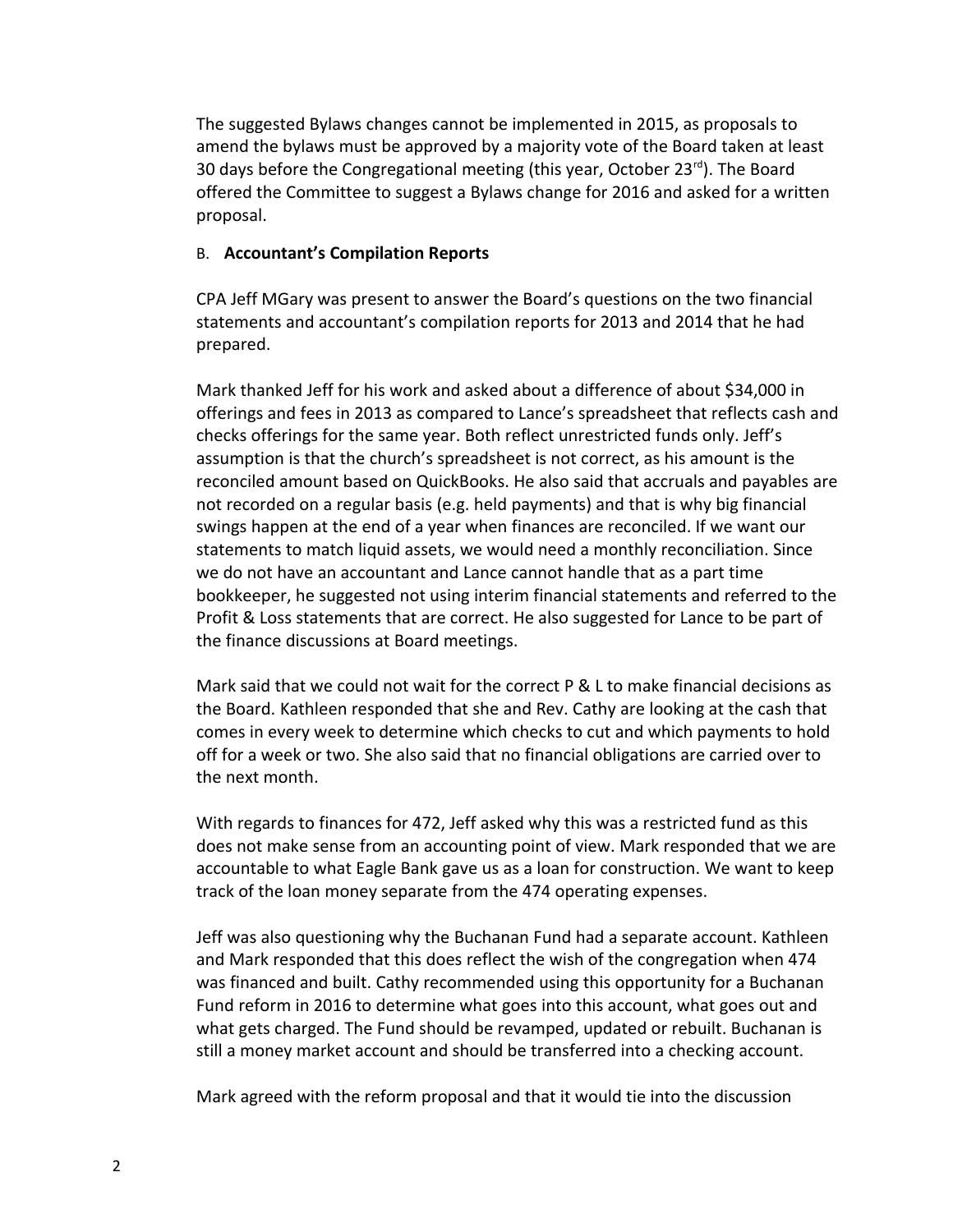The suggested Bylaws changes cannot be implemented in 2015, as proposals to amend the bylaws must be approved by a majority vote of the Board taken at least 30 days before the Congregational meeting (this year, October 23rd). The Board offered the Committee to suggest a Bylaws change for 2016 and asked for a written proposal.

B. **Accountant's Compilation Reports**

CPA Jeff MGary was present to answer the Board's questions on the two financial statements and accountant's compilation reports for 2013 and 2014 that he had prepared.

Mark thanked Jeff for his work and asked about a difference of about $34,000 in offerings and fees in 2013 as compared to Lance's spreadsheet that reflects cash and checks offerings for the same year. Both reflect unrestricted funds only. Jeff's assumption is that the church's spreadsheet is not correct, as his amount is the reconciled amount based on QuickBooks. He also said that accruals and payables are not recorded on a regular basis (e.g. held payments) and that is why big financial swings happen at the end of a year when finances are reconciled. If we want our statements to match liquid assets, we would need a monthly reconciliation. Since we do not have an accountant and Lance cannot handle that as a part time bookkeeper, he suggested not using interim financial statements and referred to the Profit & Loss statements that are correct. He also suggested for Lance to be part of the finance discussions at Board meetings.

Mark said that we could not wait for the correct P & L to make financial decisions as the Board. Kathleen responded that she and Rev. Cathy are looking at the cash that comes in every week to determine which checks to cut and which payments to hold off for a week or two. She also said that no financial obligations are carried over to the next month.

With regards to finances for 472, Jeff asked why this was a restricted fund as this does not make sense from an accounting point of view. Mark responded that we are accountable to what Eagle Bank gave us as a loan for construction. We want to keep track of the loan money separate from the 474 operating expenses.

Jeff was also questioning why the Buchanan Fund had a separate account. Kathleen and Mark responded that this does reflect the wish of the congregation when 474 was financed and built. Cathy recommended using this opportunity for a Buchanan Fund reform in 2016 to determine what goes into this account, what goes out and what gets charged. The Fund should be revamped, updated or rebuilt. Buchanan is still a money market account and should be transferred into a checking account.

Mark agreed with the reform proposal and that it would tie into the discussion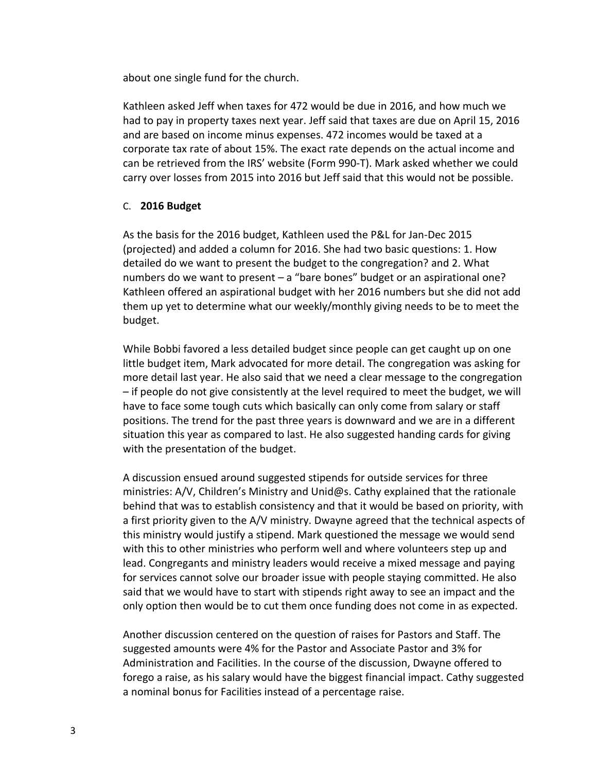about one single fund for the church.

Kathleen asked Jeff when taxes for 472 would be due in 2016, and how much we had to pay in property taxes next year. Jeff said that taxes are due on April 15, 2016 and are based on income minus expenses. 472 incomes would be taxed at a corporate tax rate of about 15%. The exact rate depends on the actual income and can be retrieved from the IRS' website (Form 990-T). Mark asked whether we could carry over losses from 2015 into 2016 but Jeff said that this would not be possible.

C. **2016 Budget**

As the basis for the 2016 budget, Kathleen used the P&L for Jan-Dec 2015 (projected) and added a column for 2016. She had two basic questions: 1. How detailed do we want to present the budget to the congregation? and 2. What numbers do we want to present – a "bare bones" budget or an aspirational one? Kathleen offered an aspirational budget with her 2016 numbers but she did not add them up yet to determine what our weekly/monthly giving needs to be to meet the budget.

While Bobbi favored a less detailed budget since people can get caught up on one little budget item, Mark advocated for more detail. The congregation was asking for more detail last year. He also said that we need a clear message to the congregation – if people do not give consistently at the level required to meet the budget, we will have to face some tough cuts which basically can only come from salary or staff positions. The trend for the past three years is downward and we are in a different situation this year as compared to last. He also suggested handing cards for giving with the presentation of the budget.

A discussion ensued around suggested stipends for outside services for three ministries: A/V, Children's Ministry and Unid@s. Cathy explained that the rationale behind that was to establish consistency and that it would be based on priority, with a first priority given to the A/V ministry. Dwayne agreed that the technical aspects of this ministry would justify a stipend. Mark questioned the message we would send with this to other ministries who perform well and where volunteers step up and lead. Congregants and ministry leaders would receive a mixed message and paying for services cannot solve our broader issue with people staying committed. He also said that we would have to start with stipends right away to see an impact and the only option then would be to cut them once funding does not come in as expected.

Another discussion centered on the question of raises for Pastors and Staff. The suggested amounts were 4% for the Pastor and Associate Pastor and 3% for Administration and Facilities. In the course of the discussion, Dwayne offered to forego a raise, as his salary would have the biggest financial impact. Cathy suggested a nominal bonus for Facilities instead of a percentage raise.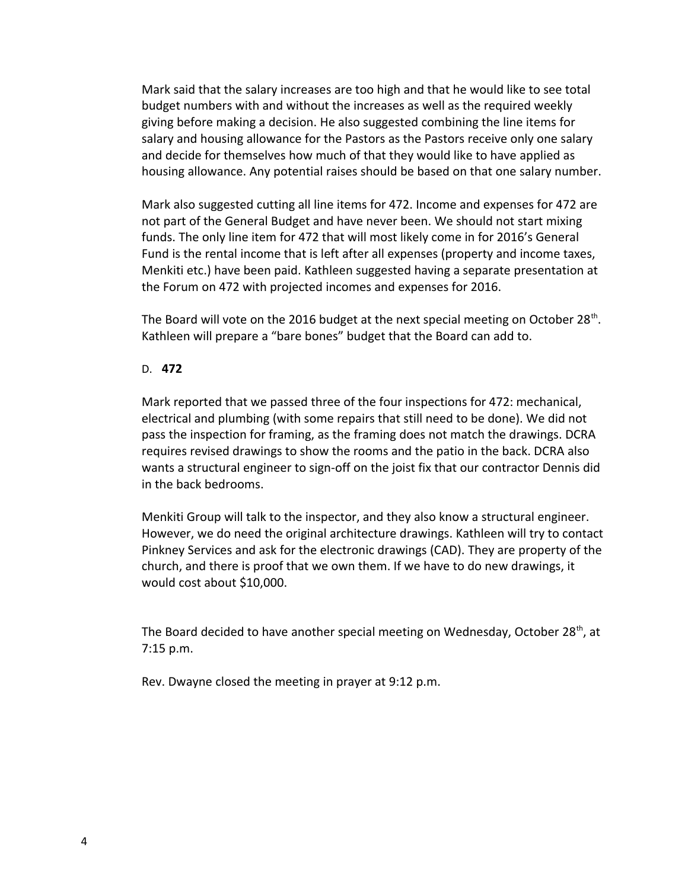Mark said that the salary increases are too high and that he would like to see total budget numbers with and without the increases as well as the required weekly giving before making a decision. He also suggested combining the line items for salary and housing allowance for the Pastors as the Pastors receive only one salary and decide for themselves how much of that they would like to have applied as housing allowance. Any potential raises should be based on that one salary number.

Mark also suggested cutting all line items for 472. Income and expenses for 472 are not part of the General Budget and have never been. We should not start mixing funds. The only line item for 472 that will most likely come in for 2016's General Fund is the rental income that is left after all expenses (property and income taxes, Menkiti etc.) have been paid. Kathleen suggested having a separate presentation at the Forum on 472 with projected incomes and expenses for 2016.

The Board will vote on the 2016 budget at the next special meeting on October 28th. Kathleen will prepare a "bare bones" budget that the Board can add to.

D. **472**

Mark reported that we passed three of the four inspections for 472: mechanical, electrical and plumbing (with some repairs that still need to be done). We did not pass the inspection for framing, as the framing does not match the drawings. DCRA requires revised drawings to show the rooms and the patio in the back. DCRA also wants a structural engineer to sign-off on the joist fix that our contractor Dennis did in the back bedrooms.

Menkiti Group will talk to the inspector, and they also know a structural engineer. However, we do need the original architecture drawings. Kathleen will try to contact Pinkney Services and ask for the electronic drawings (CAD). They are property of the church, and there is proof that we own them. If we have to do new drawings, it would cost about $10,000.

The Board decided to have another special meeting on Wednesday, October 28th, at 7:15 p.m.

Rev. Dwayne closed the meeting in prayer at 9:12 p.m.